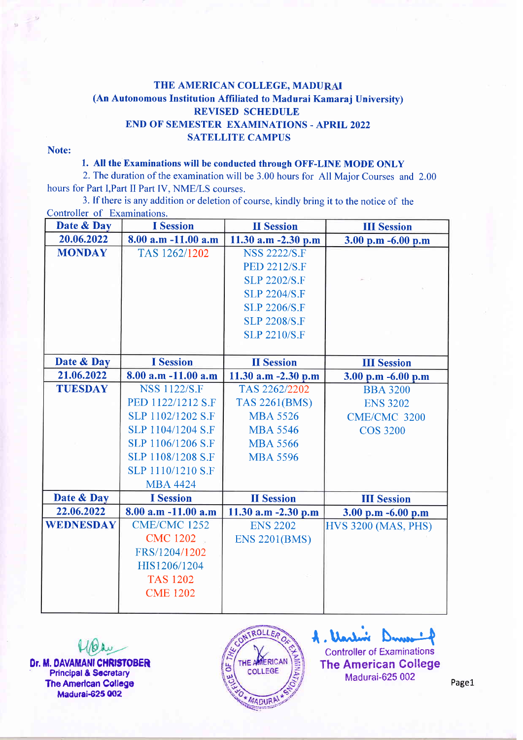# THE AMERICAN COLLEGE, MADURAI

## (An Autonomous Institution Affiliated to Madurai Kamaraj University)

## REVISED SCHEDULE

## END OF SEMESTER EXAMINATIONS - APRIL 2022

## SATELLITE CAMPUS

**Note:**

1. **All the Examinations will be conducted through OFF-LINE MODE ONLY**
2. The duration of the examination will be 3.00 hours for All Major Courses and 2.00 hours for Part I,Part II Part IV, NME/LS courses.
3. If there is any addition or deletion of course, kindly bring it to the notice of the Controller of Examinations.

| Date & Day | I Session | II Session | III Session |
|---|---|---|---|
| 20.06.2022 | 8.00 a.m -11.00 a.m | 11.30 a.m -2.30 p.m | 3.00 p.m -6.00 p.m |
| MONDAY | TAS 1262/1202 | NSS 2222/S.F<br>PED 2212/S.F<br>SLP 2202/S.F<br>SLP 2204/S.F<br>SLP 2206/S.F<br>SLP 2208/S.F<br>SLP 2210/S.F | |
| **Date & Day** | **I Session** | **II Session** | **III Session** |
| 21.06.2022 | 8.00 a.m -11.00 a.m | 11.30 a.m -2.30 p.m | 3.00 p.m -6.00 p.m |
| TUESDAY | NSS 1122/S.F<br>PED 1122/1212 S.F<br>SLP 1102/1202 S.F<br>SLP 1104/1204 S.F<br>SLP 1106/1206 S.F<br>SLP 1108/1208 S.F<br>SLP 1110/1210 S.F<br>MBA 4424 | TAS 2262/2202<br>TAS 2261(BMS)<br>MBA 5526<br>MBA 5546<br>MBA 5566<br>MBA 5596 | BBA 3200<br>ENS 3202<br>CME/CMC 3200<br>COS 3200 |
| **Date & Day** | **I Session** | **II Session** | **III Session** |
| 22.06.2022 | 8.00 a.m -11.00 a.m | 11.30 a.m -2.30 p.m | 3.00 p.m -6.00 p.m |
| WEDNESDAY | CME/CMC 1252<br>CMC 1202<br>FRS/1204/1202<br>HIS1206/1204<br>TAS 1202<br>CME 1202 | ENS 2202<br>ENS 2201(BMS) | HVS 3200 (MAS, PHS) |

**Dr. M. DAVAMANI CHRISTOBER**
Principal & Secretary
The American College
Madurai-625 002

Controller of Examinations
The American College
Madurai-625 002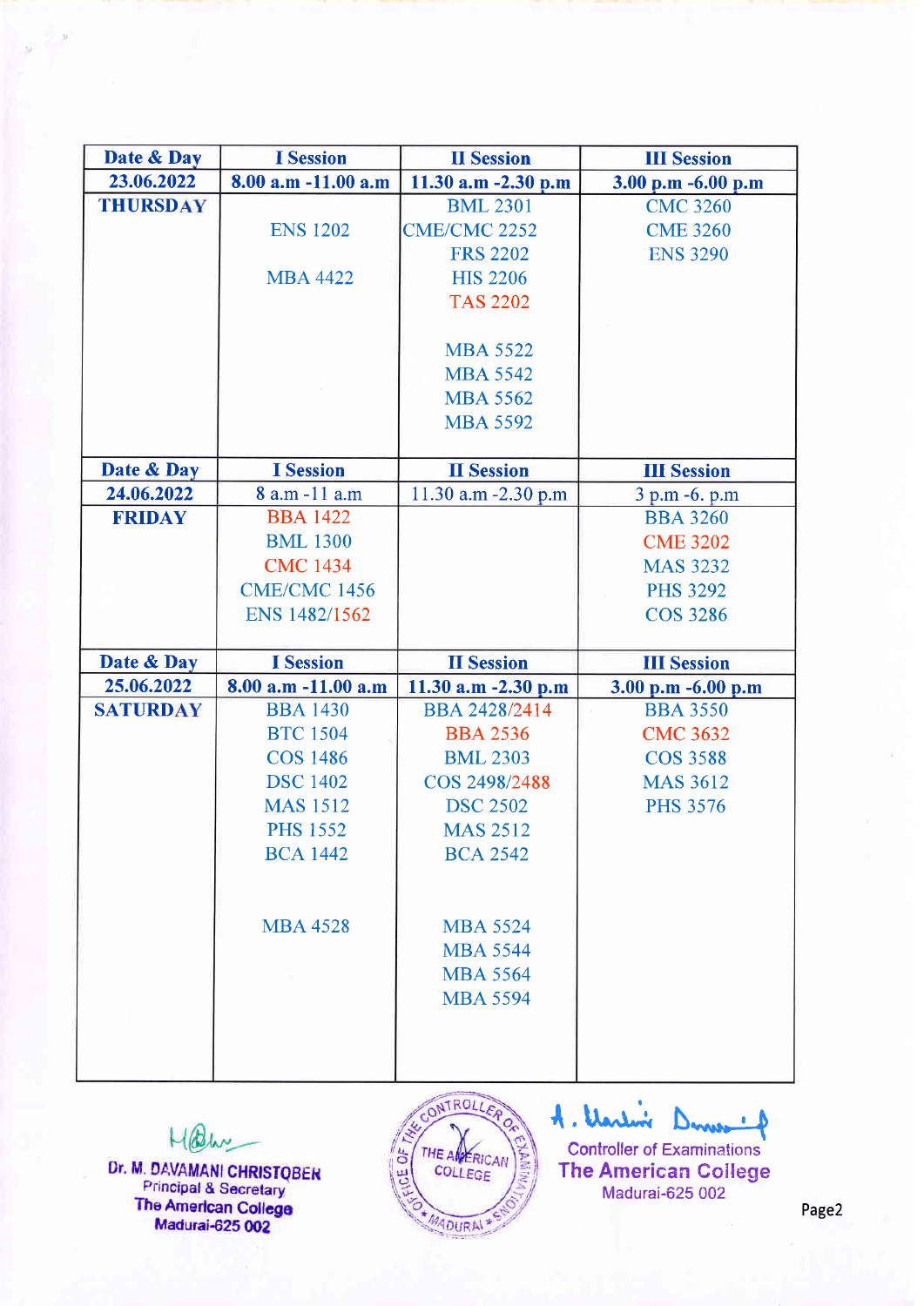| Date & Day | I Session | II Session | III Session |
|---|---|---|---|
| 23.06.2022 | 8.00 a.m -11.00 a.m | 11.30 a.m -2.30 p.m | 3.00 p.m -6.00 p.m |
| THURSDAY | ENS 1202<br>MBA 4422 | BML 2301<br>CME/CMC 2252<br>FRS 2202<br>HIS 2206<br>TAS 2202<br><br>MBA 5522<br>MBA 5542<br>MBA 5562<br>MBA 5592 | CMC 3260<br>CME 3260<br>ENS 3290 |
| **Date & Day** | **I Session** | **II Session** | **III Session** |
| 24.06.2022 | 8 a.m -11 a.m | 11.30 a.m -2.30 p.m | 3 p.m -6. p.m |
| FRIDAY | BBA 1422<br>BML 1300<br>CMC 1434<br>CME/CMC 1456<br>ENS 1482/1562 | | BBA 3260<br>CME 3202<br>MAS 3232<br>PHS 3292<br>COS 3286 |
| **Date & Day** | **I Session** | **II Session** | **III Session** |
| 25.06.2022 | 8.00 a.m -11.00 a.m | 11.30 a.m -2.30 p.m | 3.00 p.m -6.00 p.m |
| SATURDAY | BBA 1430<br>BTC 1504<br>COS 1486<br>DSC 1402<br>MAS 1512<br>PHS 1552<br>BCA 1442<br><br>MBA 4528 | BBA 2428/2414<br>BBA 2536<br>BML 2303<br>COS 2498/2488<br>DSC 2502<br>MAS 2512<br>BCA 2542<br><br>MBA 5524<br>MBA 5544<br>MBA 5564<br>MBA 5594 | BBA 3550<br>CMC 3632<br>COS 3588<br>MAS 3612<br>PHS 3576 |

Dr. M. DAVAMANI CHRISTOBER
Principal & Secretary
The American College
Madurai-625 002

Controller of Examinations
The American College
Madurai-625 002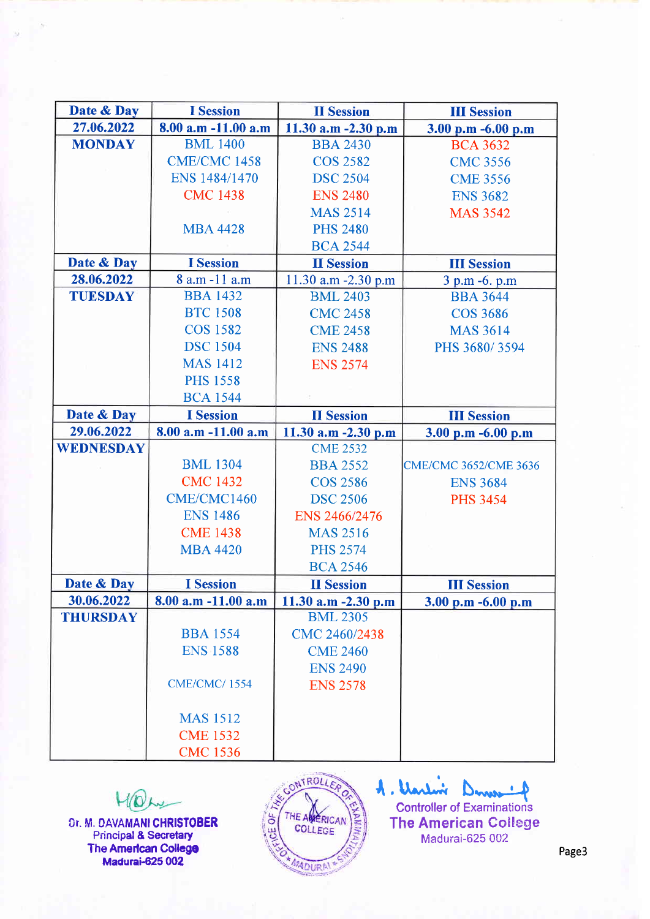| Date & Day | I Session | II Session | III Session |
|---|---|---|---|
| 27.06.2022 | 8.00 a.m -11.00 a.m | 11.30 a.m -2.30 p.m | 3.00 p.m -6.00 p.m |
| MONDAY | BML 1400<br>CME/CMC 1458<br>ENS 1484/1470<br>CMC 1438<br><br>MBA 4428 | BBA 2430<br>COS 2582<br>DSC 2504<br>ENS 2480<br>MAS 2514<br>PHS 2480<br>BCA 2544 | BCA 3632<br>CMC 3556<br>CME 3556<br>ENS 3682<br>MAS 3542 |
| **Date & Day** | **I Session** | **II Session** | **III Session** |
| 28.06.2022 | 8 a.m -11 a.m | 11.30 a.m -2.30 p.m | 3 p.m -6. p.m |
| TUESDAY | BBA 1432<br>BTC 1508<br>COS 1582<br>DSC 1504<br>MAS 1412<br>PHS 1558<br>BCA 1544 | BML 2403<br>CMC 2458<br>CME 2458<br>ENS 2488<br>ENS 2574 | BBA 3644<br>COS 3686<br>MAS 3614<br>PHS 3680/ 3594 |
| **Date & Day** | **I Session** | **II Session** | **III Session** |
| 29.06.2022 | 8.00 a.m -11.00 a.m | 11.30 a.m -2.30 p.m | 3.00 p.m -6.00 p.m |
| WEDNESDAY | BML 1304<br>CMC 1432<br>CME/CMC1460<br>ENS 1486<br>CME 1438<br>MBA 4420 | CME 2532<br>BBA 2552<br>COS 2586<br>DSC 2506<br>ENS 2466/2476<br>MAS 2516<br>PHS 2574<br>BCA 2546 | CME/CMC 3652/CME 3636<br>ENS 3684<br>PHS 3454 |
| **Date & Day** | **I Session** | **II Session** | **III Session** |
| 30.06.2022 | 8.00 a.m -11.00 a.m | 11.30 a.m -2.30 p.m | 3.00 p.m -6.00 p.m |
| THURSDAY | BBA 1554<br>ENS 1588<br><br>CME/CMC/ 1554<br><br>MAS 1512<br>CME 1532<br>CMC 1536 | BML 2305<br>CMC 2460/2438<br>CME 2460<br>ENS 2490<br>ENS 2578 | |

**Dr. M. DAVAMANI CHRISTOBER**
Principal & Secretary
The American College
Madurai-625 002

Controller of Examinations
The American College
Madurai-625 002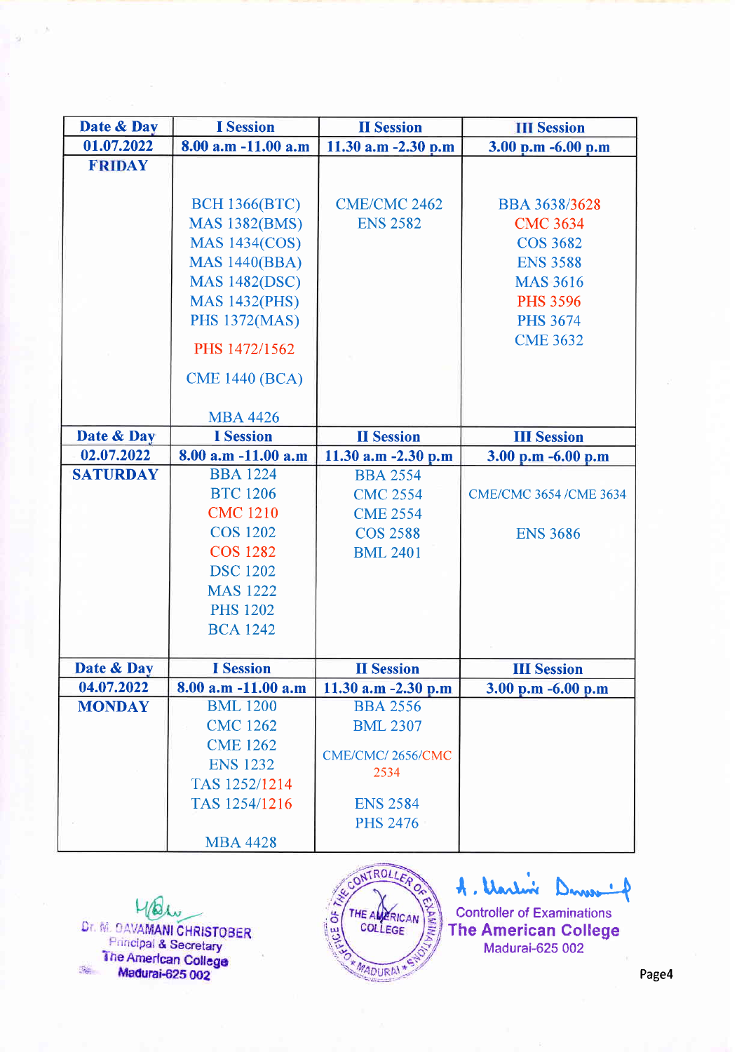| Date & Day | I Session | II Session | III Session |
|---|---|---|---|
| 01.07.2022 | 8.00 a.m -11.00 a.m | 11.30 a.m -2.30 p.m | 3.00 p.m -6.00 p.m |
| FRIDAY | BCH 1366(BTC)<br>MAS 1382(BMS)<br>MAS 1434(COS)<br>MAS 1440(BBA)<br>MAS 1482(DSC)<br>MAS 1432(PHS)<br>PHS 1372(MAS)<br>PHS 1472/1562<br>CME 1440 (BCA)<br>MBA 4426 | CME/CMC 2462<br>ENS 2582 | BBA 3638/3628<br>CMC 3634<br>COS 3682<br>ENS 3588<br>MAS 3616<br>PHS 3596<br>PHS 3674<br>CME 3632 |
| Date & Day | I Session | II Session | III Session |
| 02.07.2022 | 8.00 a.m -11.00 a.m | 11.30 a.m -2.30 p.m | 3.00 p.m -6.00 p.m |
| SATURDAY | BBA 1224<br>BTC 1206<br>CMC 1210<br>COS 1202<br>COS 1282<br>DSC 1202<br>MAS 1222<br>PHS 1202<br>BCA 1242 | BBA 2554<br>CMC 2554<br>CME 2554<br>COS 2588<br>BML 2401 | CME/CMC 3654 /CME 3634<br>ENS 3686 |
| Date & Day | I Session | II Session | III Session |
| 04.07.2022 | 8.00 a.m -11.00 a.m | 11.30 a.m -2.30 p.m | 3.00 p.m -6.00 p.m |
| MONDAY | BML 1200<br>CMC 1262<br>CME 1262<br>ENS 1232<br>TAS 1252/1214<br>TAS 1254/1216<br>MBA 4428 | BBA 2556<br>BML 2307<br>CME/CMC/ 2656/CMC 2534<br>ENS 2584<br>PHS 2476 | |

Dr. M. DAVAMANI CHRISTOBER
Principal & Secretary
The American College
Madurai-625 002

OFFICE OF THE CONTROLLER OF EXAMINATIONS
THE AMERICAN COLLEGE
MADURAI

Controller of Examinations
The American College
Madurai-625 002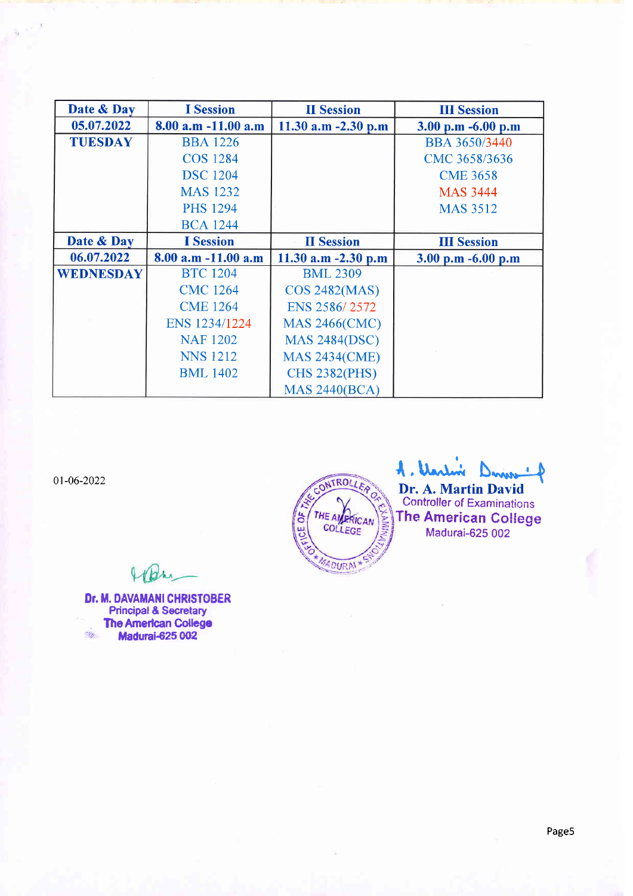| Date & Day | I Session | II Session | III Session |
|---|---|---|---|
| 05.07.2022 | 8.00 a.m -11.00 a.m | 11.30 a.m -2.30 p.m | 3.00 p.m -6.00 p.m |
| TUESDAY | BBA 1226<br>COS 1284<br>DSC 1204<br>MAS 1232<br>PHS 1294<br>BCA 1244 | | BBA 3650/3440<br>CMC 3658/3636<br>CME 3658<br>MAS 3444<br>MAS 3512 |
| Date & Day | I Session | II Session | III Session |
| 06.07.2022 | 8.00 a.m -11.00 a.m | 11.30 a.m -2.30 p.m | 3.00 p.m -6.00 p.m |
| WEDNESDAY | BTC 1204<br>CMC 1264<br>CME 1264<br>ENS 1234/1224<br>NAF 1202<br>NNS 1212<br>BML 1402 | BML 2309<br>COS 2482(MAS)<br>ENS 2586/ 2572<br>MAS 2466(CMC)<br>MAS 2484(DSC)<br>MAS 2434(CME)<br>CHS 2382(PHS)<br>MAS 2440(BCA) | |

01-06-2022

**Dr. A. Martin David**
Controller of Examinations
The American College
Madurai-625 002

**Dr. M. DAVAMANI CHRISTOBER**
Principal & Secretary
The American College
Madurai-625 002